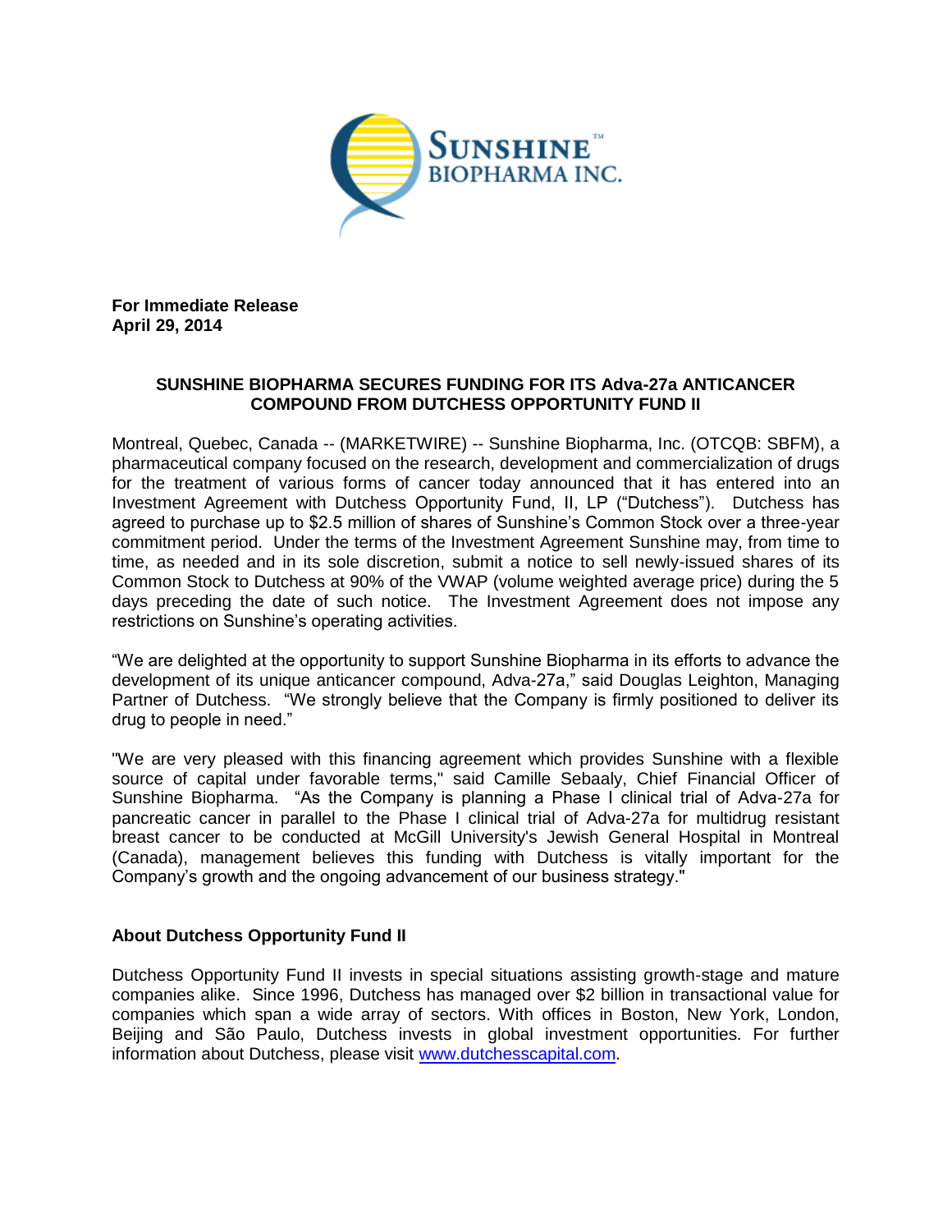**For Immediate Release**
**April 29, 2014**

**SUNSHINE BIOPHARMA SECURES FUNDING FOR ITS Adva-27a ANTICANCER COMPOUND FROM DUTCHESS OPPORTUNITY FUND II**

Montreal, Quebec, Canada -- (MARKETWIRE) -- Sunshine Biopharma, Inc. (OTCQB: SBFM), a pharmaceutical company focused on the research, development and commercialization of drugs for the treatment of various forms of cancer today announced that it has entered into an Investment Agreement with Dutchess Opportunity Fund, II, LP ("Dutchess"). Dutchess has agreed to purchase up to $2.5 million of shares of Sunshine's Common Stock over a three-year commitment period. Under the terms of the Investment Agreement Sunshine may, from time to time, as needed and in its sole discretion, submit a notice to sell newly-issued shares of its Common Stock to Dutchess at 90% of the VWAP (volume weighted average price) during the 5 days preceding the date of such notice. The Investment Agreement does not impose any restrictions on Sunshine's operating activities.

"We are delighted at the opportunity to support Sunshine Biopharma in its efforts to advance the development of its unique anticancer compound, Adva-27a," said Douglas Leighton, Managing Partner of Dutchess. "We strongly believe that the Company is firmly positioned to deliver its drug to people in need."

"We are very pleased with this financing agreement which provides Sunshine with a flexible source of capital under favorable terms," said Camille Sebaaly, Chief Financial Officer of Sunshine Biopharma. "As the Company is planning a Phase I clinical trial of Adva-27a for pancreatic cancer in parallel to the Phase I clinical trial of Adva-27a for multidrug resistant breast cancer to be conducted at McGill University's Jewish General Hospital in Montreal (Canada), management believes this funding with Dutchess is vitally important for the Company's growth and the ongoing advancement of our business strategy."

**About Dutchess Opportunity Fund II**

Dutchess Opportunity Fund II invests in special situations assisting growth-stage and mature companies alike. Since 1996, Dutchess has managed over $2 billion in transactional value for companies which span a wide array of sectors. With offices in Boston, New York, London, Beijing and São Paulo, Dutchess invests in global investment opportunities. For further information about Dutchess, please visit www.dutchesscapital.com.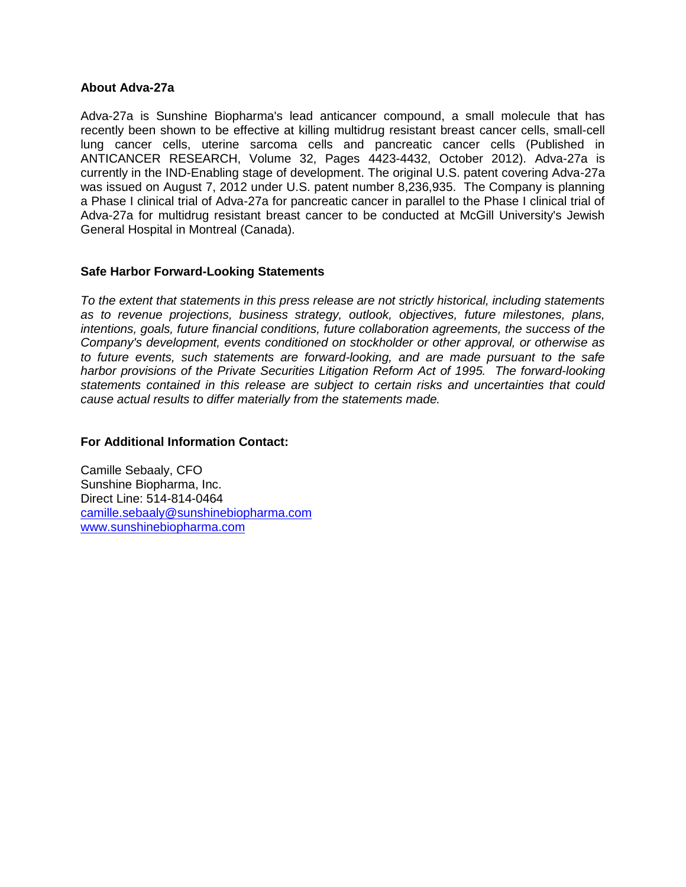**About Adva-27a**

Adva-27a is Sunshine Biopharma's lead anticancer compound, a small molecule that has recently been shown to be effective at killing multidrug resistant breast cancer cells, small-cell lung cancer cells, uterine sarcoma cells and pancreatic cancer cells (Published in ANTICANCER RESEARCH, Volume 32, Pages 4423-4432, October 2012). Adva-27a is currently in the IND-Enabling stage of development. The original U.S. patent covering Adva-27a was issued on August 7, 2012 under U.S. patent number 8,236,935. The Company is planning a Phase I clinical trial of Adva-27a for pancreatic cancer in parallel to the Phase I clinical trial of Adva-27a for multidrug resistant breast cancer to be conducted at McGill University's Jewish General Hospital in Montreal (Canada).

**Safe Harbor Forward-Looking Statements**

*To the extent that statements in this press release are not strictly historical, including statements as to revenue projections, business strategy, outlook, objectives, future milestones, plans, intentions, goals, future financial conditions, future collaboration agreements, the success of the Company's development, events conditioned on stockholder or other approval, or otherwise as to future events, such statements are forward-looking, and are made pursuant to the safe harbor provisions of the Private Securities Litigation Reform Act of 1995. The forward-looking statements contained in this release are subject to certain risks and uncertainties that could cause actual results to differ materially from the statements made.*

**For Additional Information Contact:**

Camille Sebaaly, CFO
Sunshine Biopharma, Inc.
Direct Line: 514-814-0464
camille.sebaaly@sunshinebiopharma.com
www.sunshinebiopharma.com